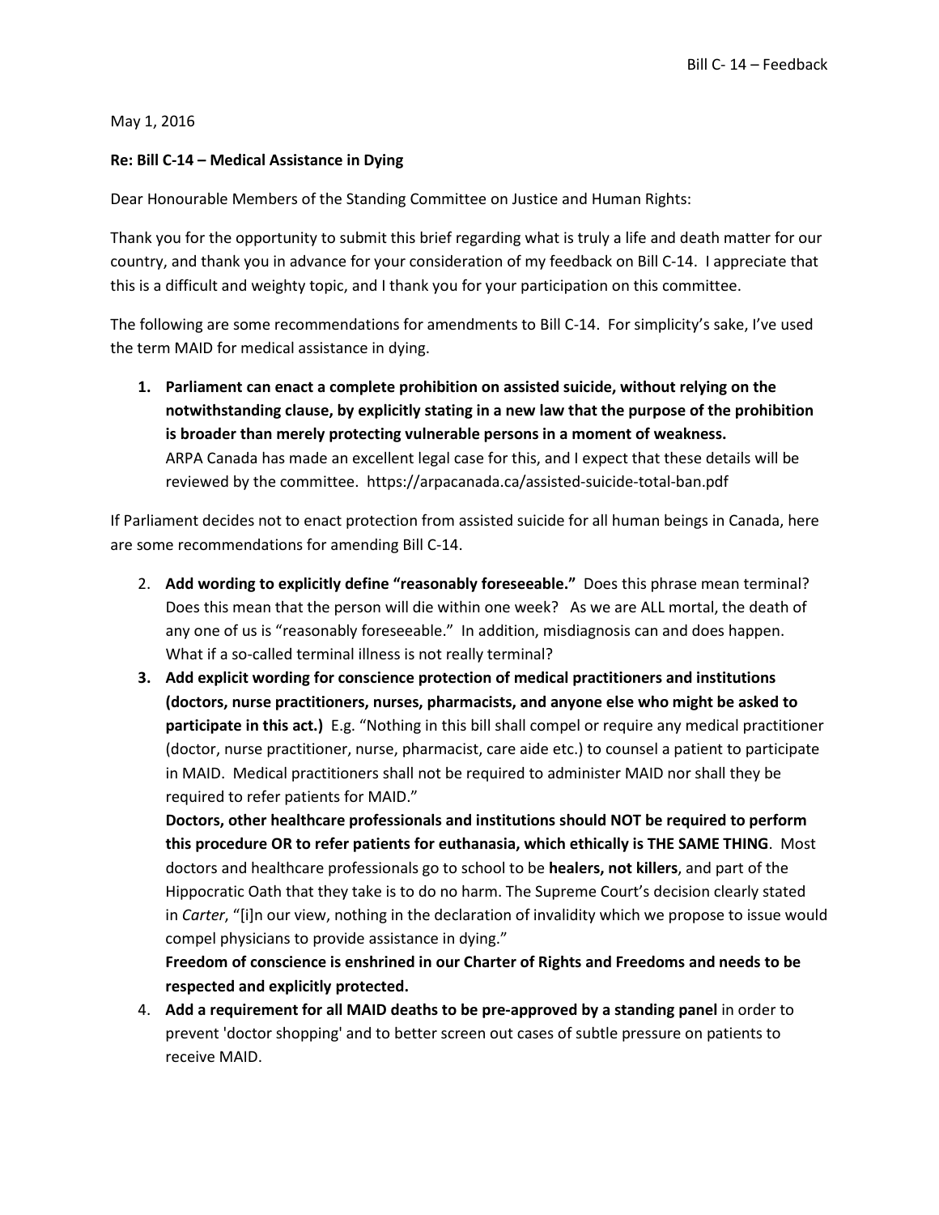May 1, 2016

**Re: Bill C-14 – Medical Assistance in Dying**

Dear Honourable Members of the Standing Committee on Justice and Human Rights:

Thank you for the opportunity to submit this brief regarding what is truly a life and death matter for our country, and thank you in advance for your consideration of my feedback on Bill C-14. I appreciate that this is a difficult and weighty topic, and I thank you for your participation on this committee.

The following are some recommendations for amendments to Bill C-14. For simplicity's sake, I've used the term MAID for medical assistance in dying.

1. **Parliament can enact a complete prohibition on assisted suicide, without relying on the notwithstanding clause, by explicitly stating in a new law that the purpose of the prohibition is broader than merely protecting vulnerable persons in a moment of weakness.**
   ARPA Canada has made an excellent legal case for this, and I expect that these details will be reviewed by the committee. https://arpacanada.ca/assisted-suicide-total-ban.pdf

If Parliament decides not to enact protection from assisted suicide for all human beings in Canada, here are some recommendations for amending Bill C-14.

2. **Add wording to explicitly define "reasonably foreseeable."** Does this phrase mean terminal? Does this mean that the person will die within one week? As we are ALL mortal, the death of any one of us is "reasonably foreseeable." In addition, misdiagnosis can and does happen. What if a so-called terminal illness is not really terminal?
3. **Add explicit wording for conscience protection of medical practitioners and institutions (doctors, nurse practitioners, nurses, pharmacists, and anyone else who might be asked to participate in this act.)** E.g. "Nothing in this bill shall compel or require any medical practitioner (doctor, nurse practitioner, nurse, pharmacist, care aide etc.) to counsel a patient to participate in MAID. Medical practitioners shall not be required to administer MAID nor shall they be required to refer patients for MAID."
   **Doctors, other healthcare professionals and institutions should NOT be required to perform this procedure OR to refer patients for euthanasia, which ethically is THE SAME THING**. Most doctors and healthcare professionals go to school to be **healers, not killers**, and part of the Hippocratic Oath that they take is to do no harm. The Supreme Court's decision clearly stated in *Carter*, "[i]n our view, nothing in the declaration of invalidity which we propose to issue would compel physicians to provide assistance in dying."
   **Freedom of conscience is enshrined in our Charter of Rights and Freedoms and needs to be respected and explicitly protected.**
4. **Add a requirement for all MAID deaths to be pre-approved by a standing panel** in order to prevent 'doctor shopping' and to better screen out cases of subtle pressure on patients to receive MAID.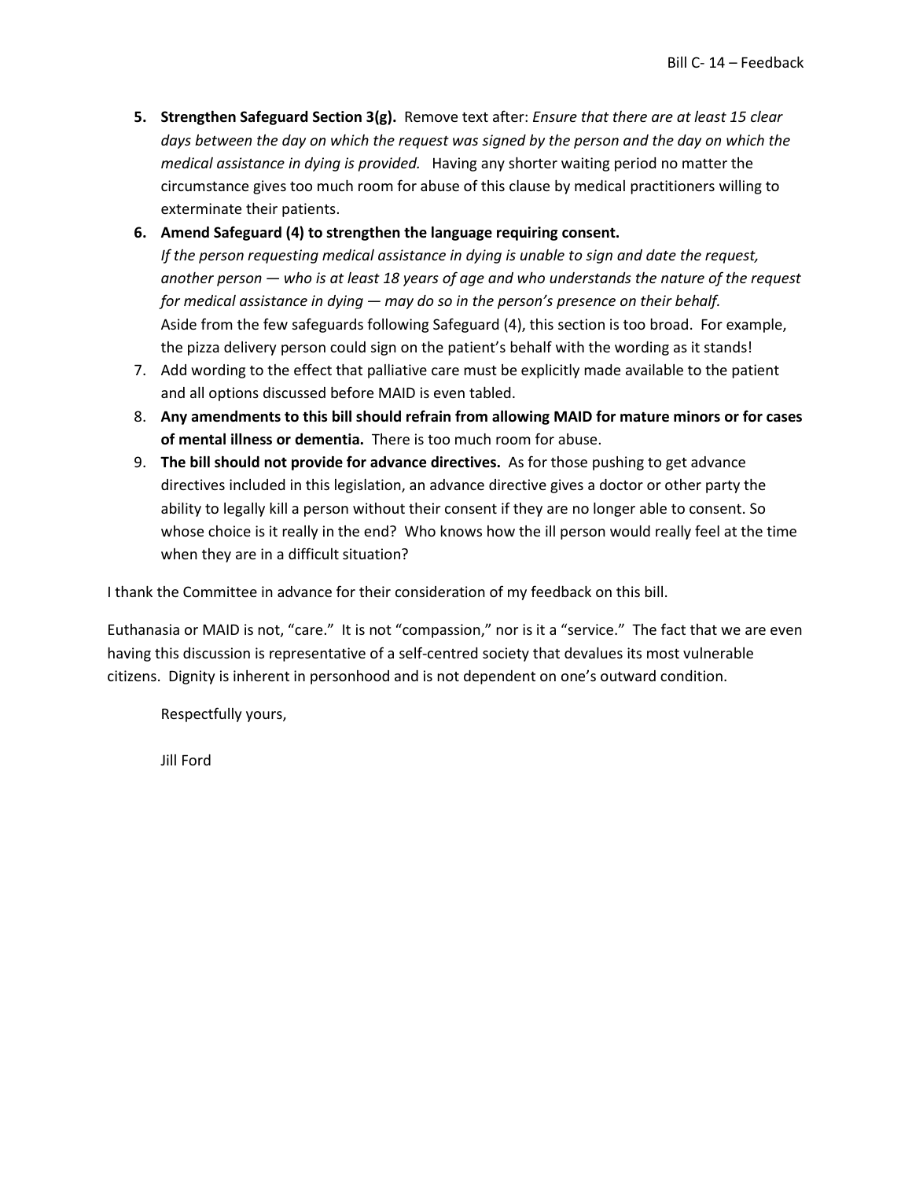5. **Strengthen Safeguard Section 3(g).** Remove text after: *Ensure that there are at least 15 clear days between the day on which the request was signed by the person and the day on which the medical assistance in dying is provided.* Having any shorter waiting period no matter the circumstance gives too much room for abuse of this clause by medical practitioners willing to exterminate their patients.
6. **Amend Safeguard (4) to strengthen the language requiring consent.** *If the person requesting medical assistance in dying is unable to sign and date the request, another person — who is at least 18 years of age and who understands the nature of the request for medical assistance in dying — may do so in the person's presence on their behalf.* Aside from the few safeguards following Safeguard (4), this section is too broad. For example, the pizza delivery person could sign on the patient's behalf with the wording as it stands!
7. Add wording to the effect that palliative care must be explicitly made available to the patient and all options discussed before MAID is even tabled.
8. **Any amendments to this bill should refrain from allowing MAID for mature minors or for cases of mental illness or dementia.** There is too much room for abuse.
9. **The bill should not provide for advance directives.** As for those pushing to get advance directives included in this legislation, an advance directive gives a doctor or other party the ability to legally kill a person without their consent if they are no longer able to consent. So whose choice is it really in the end? Who knows how the ill person would really feel at the time when they are in a difficult situation?

I thank the Committee in advance for their consideration of my feedback on this bill.

Euthanasia or MAID is not, "care." It is not "compassion," nor is it a "service." The fact that we are even having this discussion is representative of a self-centred society that devalues its most vulnerable citizens. Dignity is inherent in personhood and is not dependent on one's outward condition.

Respectfully yours,

Jill Ford